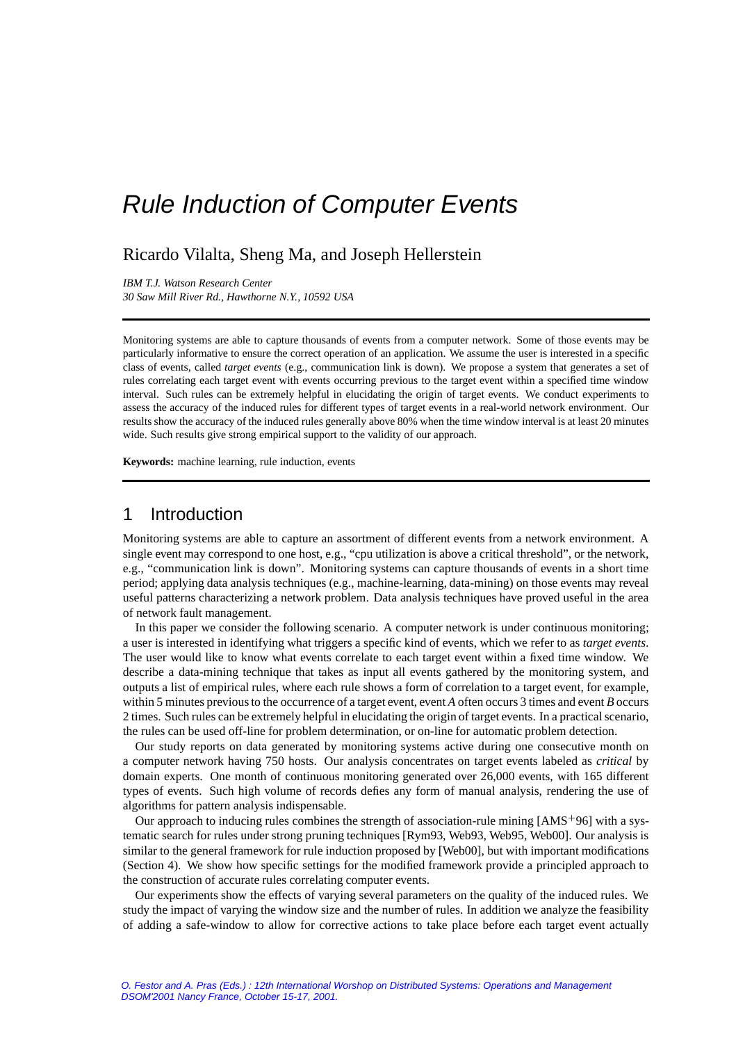# Rule Induction of Computer Events

Ricardo Vilalta, Sheng Ma, and Joseph Hellerstein

*IBM T.J. Watson Research Center*
*30 Saw Mill River Rd., Hawthorne N.Y., 10592 USA*

---

Monitoring systems are able to capture thousands of events from a computer network. Some of those events may be particularly informative to ensure the correct operation of an application. We assume the user is interested in a specific class of events, called *target events* (e.g., communication link is down). We propose a system that generates a set of rules correlating each target event with events occurring previous to the target event within a specified time window interval. Such rules can be extremely helpful in elucidating the origin of target events. We conduct experiments to assess the accuracy of the induced rules for different types of target events in a real-world network environment. Our results show the accuracy of the induced rules generally above 80% when the time window interval is at least 20 minutes wide. Such results give strong empirical support to the validity of our approach.

**Keywords:** machine learning, rule induction, events

---

## 1 Introduction

Monitoring systems are able to capture an assortment of different events from a network environment. A single event may correspond to one host, e.g., "cpu utilization is above a critical threshold", or the network, e.g., "communication link is down". Monitoring systems can capture thousands of events in a short time period; applying data analysis techniques (e.g., machine-learning, data-mining) on those events may reveal useful patterns characterizing a network problem. Data analysis techniques have proved useful in the area of network fault management.

In this paper we consider the following scenario. A computer network is under continuous monitoring; a user is interested in identifying what triggers a specific kind of events, which we refer to as *target events*. The user would like to know what events correlate to each target event within a fixed time window. We describe a data-mining technique that takes as input all events gathered by the monitoring system, and outputs a list of empirical rules, where each rule shows a form of correlation to a target event, for example, within 5 minutes previous to the occurrence of a target event, event *A* often occurs 3 times and event *B* occurs 2 times. Such rules can be extremely helpful in elucidating the origin of target events. In a practical scenario, the rules can be used off-line for problem determination, or on-line for automatic problem detection.

Our study reports on data generated by monitoring systems active during one consecutive month on a computer network having 750 hosts. Our analysis concentrates on target events labeled as *critical* by domain experts. One month of continuous monitoring generated over 26,000 events, with 165 different types of events. Such high volume of records defies any form of manual analysis, rendering the use of algorithms for pattern analysis indispensable.

Our approach to inducing rules combines the strength of association-rule mining [AMS+96] with a systematic search for rules under strong pruning techniques [Rym93, Web93, Web95, Web00]. Our analysis is similar to the general framework for rule induction proposed by [Web00], but with important modifications (Section 4). We show how specific settings for the modified framework provide a principled approach to the construction of accurate rules correlating computer events.

Our experiments show the effects of varying several parameters on the quality of the induced rules. We study the impact of varying the window size and the number of rules. In addition we analyze the feasibility of adding a safe-window to allow for corrective actions to take place before each target event actually

O. Festor and A. Pras (Eds.) : 12th International Worshop on Distributed Systems: Operations and Management DSOM'2001 Nancy France, October 15-17, 2001.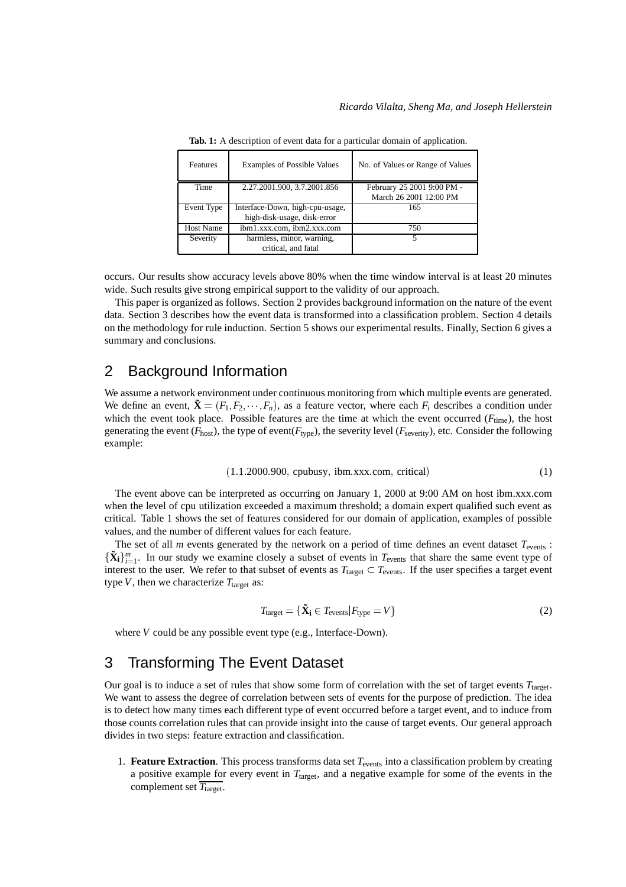**Tab. 1:** A description of event data for a particular domain of application.

| Features | Examples of Possible Values | No. of Values or Range of Values |
|---|---|---|
| Time | 2.27.2001.900, 3.7.2001.856 | February 25 2001 9:00 PM - March 26 2001 12:00 PM |
| Event Type | Interface-Down, high-cpu-usage, high-disk-usage, disk-error | 165 |
| Host Name | ibm1.xxx.com, ibm2.xxx.com | 750 |
| Severity | harmless, minor, warning, critical, and fatal | 5 |

occurs. Our results show accuracy levels above 80% when the time window interval is at least 20 minutes wide. Such results give strong empirical support to the validity of our approach.

This paper is organized as follows. Section 2 provides background information on the nature of the event data. Section 3 describes how the event data is transformed into a classification problem. Section 4 details on the methodology for rule induction. Section 5 shows our experimental results. Finally, Section 6 gives a summary and conclusions.

## 2 Background Information

We assume a network environment under continuous monitoring from which multiple events are generated. We define an event, $\tilde{\mathbf{X}} = (F_1, F_2, \cdots, F_n)$, as a feature vector, where each $F_i$ describes a condition under which the event took place. Possible features are the time at which the event occurred ($F_{\text{time}}$), the host generating the event ($F_{\text{host}}$), the type of event($F_{\text{type}}$), the severity level ($F_{\text{severity}}$), etc. Consider the following example:

$$(1.1.2000.900,\ \text{cpubusy},\ \text{ibm.xxx.com},\ \text{critical}) \tag{1}$$

The event above can be interpreted as occurring on January 1, 2000 at 9:00 AM on host ibm.xxx.com when the level of cpu utilization exceeded a maximum threshold; a domain expert qualified such event as critical. Table 1 shows the set of features considered for our domain of application, examples of possible values, and the number of different values for each feature.

The set of all $m$ events generated by the network on a period of time defines an event dataset $T_{\text{events}}$ : $\{\tilde{\mathbf{X}}_{\mathbf{i}}\}_{i=1}^{m}$. In our study we examine closely a subset of events in $T_{\text{events}}$ that share the same event type of interest to the user. We refer to that subset of events as $T_{\text{target}} \subset T_{\text{events}}$. If the user specifies a target event type $V$, then we characterize $T_{\text{target}}$ as:

$$T_{\text{target}} = \{\tilde{\mathbf{X}}_{\mathbf{i}} \in T_{\text{events}} | F_{\text{type}} = V\} \tag{2}$$

where $V$ could be any possible event type (e.g., Interface-Down).

## 3 Transforming The Event Dataset

Our goal is to induce a set of rules that show some form of correlation with the set of target events $T_{\text{target}}$. We want to assess the degree of correlation between sets of events for the purpose of prediction. The idea is to detect how many times each different type of event occurred before a target event, and to induce from those counts correlation rules that can provide insight into the cause of target events. Our general approach divides in two steps: feature extraction and classification.

1. **Feature Extraction**. This process transforms data set $T_{\text{events}}$ into a classification problem by creating a positive example for every event in $T_{\text{target}}$, and a negative example for some of the events in the complement set $\overline{T_{\text{target}}}$.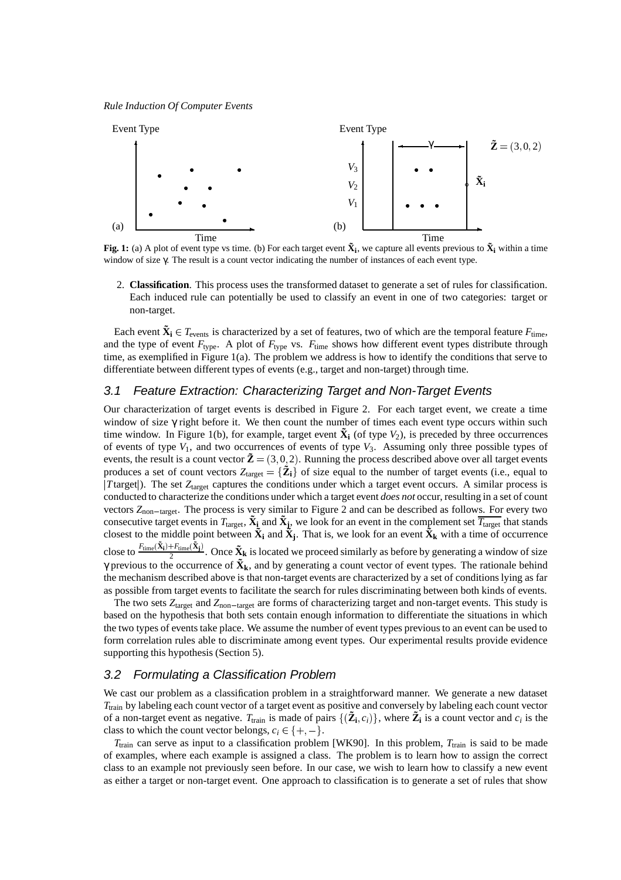**Fig. 1:** (a) A plot of event type vs time. (b) For each target event $\tilde{\mathbf{X}}_\mathbf{i}$, we capture all events previous to $\tilde{\mathbf{X}}_\mathbf{i}$ within a time window of size $\gamma$. The result is a count vector indicating the number of instances of each event type.

2. **Classification**. This process uses the transformed dataset to generate a set of rules for classification. Each induced rule can potentially be used to classify an event in one of two categories: target or non-target.

Each event $\tilde{\mathbf{X}}_\mathbf{i} \in T_{\text{events}}$ is characterized by a set of features, two of which are the temporal feature $F_{\text{time}}$, and the type of event $F_{\text{type}}$. A plot of $F_{\text{type}}$ vs. $F_{\text{time}}$ shows how different event types distribute through time, as exemplified in Figure 1(a). The problem we address is how to identify the conditions that serve to differentiate between different types of events (e.g., target and non-target) through time.

### 3.1 Feature Extraction: Characterizing Target and Non-Target Events

Our characterization of target events is described in Figure 2. For each target event, we create a time window of size $\gamma$ right before it. We then count the number of times each event type occurs within such time window. In Figure 1(b), for example, target event $\tilde{\mathbf{X}}_\mathbf{i}$ (of type $V_2$), is preceded by three occurrences of events of type $V_1$, and two occurrences of events of type $V_3$. Assuming only three possible types of events, the result is a count vector $\tilde{\mathbf{Z}} = (3,0,2)$. Running the process described above over all target events produces a set of count vectors $Z_{\text{target}} = \{\tilde{\mathbf{Z}}_\mathbf{i}\}$ of size equal to the number of target events (i.e., equal to $|T\text{target}|$). The set $Z_{\text{target}}$ captures the conditions under which a target event occurs. A similar process is conducted to characterize the conditions under which a target event *does not* occur, resulting in a set of count vectors $Z_{\text{non-target}}$. The process is very similar to Figure 2 and can be described as follows. For every two consecutive target events in $T_{\text{target}}$, $\tilde{\mathbf{X}}_\mathbf{i}$ and $\tilde{\mathbf{X}}_\mathbf{j}$, we look for an event in the complement set $\overline{T_{\text{target}}}$ that stands closest to the middle point between $\tilde{\mathbf{X}}_\mathbf{i}$ and $\tilde{\mathbf{X}}_\mathbf{j}$. That is, we look for an event $\tilde{\mathbf{X}}_\mathbf{k}$ with a time of occurrence close to $\frac{F_{\text{time}}(\tilde{\mathbf{X}}_\mathbf{i}) + F_{\text{time}}(\tilde{\mathbf{X}}_\mathbf{j})}{2}$. Once $\tilde{\mathbf{X}}_\mathbf{k}$ is located we proceed similarly as before by generating a window of size $\gamma$ previous to the occurrence of $\tilde{\mathbf{X}}_\mathbf{k}$, and by generating a count vector of event types. The rationale behind the mechanism described above is that non-target events are characterized by a set of conditions lying as far as possible from target events to facilitate the search for rules discriminating between both kinds of events.

The two sets $Z_{\text{target}}$ and $Z_{\text{non-target}}$ are forms of characterizing target and non-target events. This study is based on the hypothesis that both sets contain enough information to differentiate the situations in which the two types of events take place. We assume the number of event types previous to an event can be used to form correlation rules able to discriminate among event types. Our experimental results provide evidence supporting this hypothesis (Section 5).

### 3.2 Formulating a Classification Problem

We cast our problem as a classification problem in a straightforward manner. We generate a new dataset $T_{\text{train}}$ by labeling each count vector of a target event as positive and conversely by labeling each count vector of a non-target event as negative. $T_{\text{train}}$ is made of pairs $\{(\tilde{\mathbf{Z}}_\mathbf{i}, c_i)\}$, where $\tilde{\mathbf{Z}}_\mathbf{i}$ is a count vector and $c_i$ is the class to which the count vector belongs, $c_i \in \{+,-\}$.

$T_{\text{train}}$ can serve as input to a classification problem [WK90]. In this problem, $T_{\text{train}}$ is said to be made of examples, where each example is assigned a class. The problem is to learn how to assign the correct class to an example not previously seen before. In our case, we wish to learn how to classify a new event as either a target or non-target event. One approach to classification is to generate a set of rules that show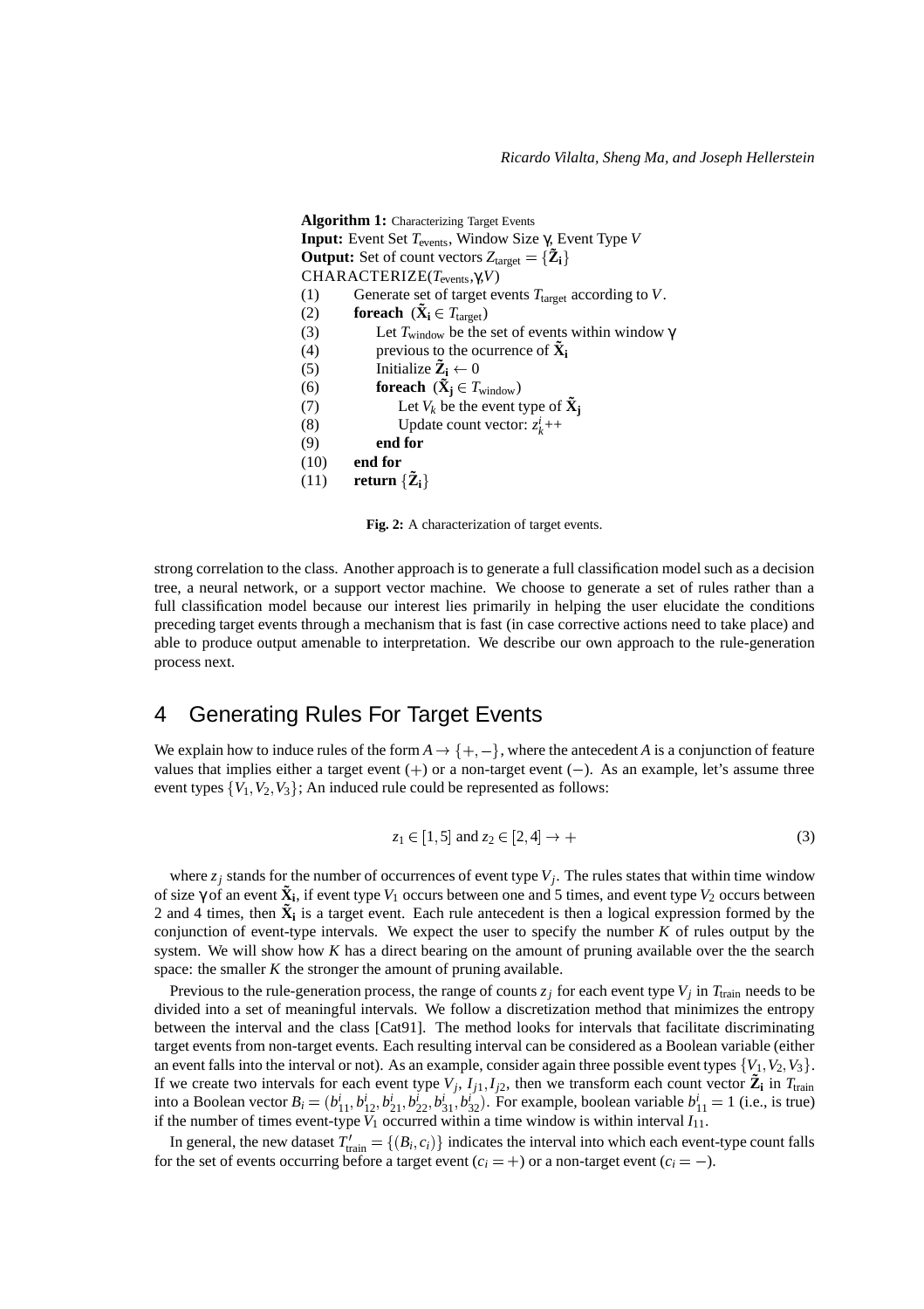**Algorithm 1:** Characterizing Target Events
**Input:** Event Set $T_{\text{events}}$, Window Size $\gamma$, Event Type $V$
**Output:** Set of count vectors $Z_{\text{target}} = \{\tilde{\mathbf{Z}}_{\mathbf{i}}\}$
CHARACTERIZE($T_{\text{events}}$,$\gamma$,$V$)

```
(1)   Generate set of target events T_target according to V.
(2)   foreach (X̃_i ∈ T_target)
(3)       Let T_window be the set of events within window γ
(4)       previous to the ocurrence of X̃_i
(5)       Initialize Z̃_i ← 0
(6)       foreach (X̃_j ∈ T_window)
(7)           Let V_k be the event type of X̃_j
(8)           Update count vector: z^i_k++
(9)       end for
(10)  end for
(11)  return {Z̃_i}
```

**Fig. 2:** A characterization of target events.

strong correlation to the class. Another approach is to generate a full classification model such as a decision tree, a neural network, or a support vector machine. We choose to generate a set of rules rather than a full classification model because our interest lies primarily in helping the user elucidate the conditions preceding target events through a mechanism that is fast (in case corrective actions need to take place) and able to produce output amenable to interpretation. We describe our own approach to the rule-generation process next.

## 4 Generating Rules For Target Events

We explain how to induce rules of the form $A \rightarrow \{+,-\}$, where the antecedent $A$ is a conjunction of feature values that implies either a target event $(+)$ or a non-target event $(-)$. As an example, let's assume three event types $\{V_1, V_2, V_3\}$; An induced rule could be represented as follows:

$$z_1 \in [1,5] \text{ and } z_2 \in [2,4] \rightarrow + \tag{3}$$

where $z_j$ stands for the number of occurrences of event type $V_j$. The rules states that within time window of size $\gamma$ of an event $\tilde{\mathbf{X}}_{\mathbf{i}}$, if event type $V_1$ occurs between one and 5 times, and event type $V_2$ occurs between 2 and 4 times, then $\tilde{\mathbf{X}}_{\mathbf{i}}$ is a target event. Each rule antecedent is then a logical expression formed by the conjunction of event-type intervals. We expect the user to specify the number $K$ of rules output by the system. We will show how $K$ has a direct bearing on the amount of pruning available over the the search space: the smaller $K$ the stronger the amount of pruning available.

Previous to the rule-generation process, the range of counts $z_j$ for each event type $V_j$ in $T_{\text{train}}$ needs to be divided into a set of meaningful intervals. We follow a discretization method that minimizes the entropy between the interval and the class [Cat91]. The method looks for intervals that facilitate discriminating target events from non-target events. Each resulting interval can be considered as a Boolean variable (either an event falls into the interval or not). As an example, consider again three possible event types $\{V_1, V_2, V_3\}$. If we create two intervals for each event type $V_j$, $I_{j1}, I_{j2}$, then we transform each count vector $\tilde{\mathbf{Z}}_{\mathbf{i}}$ in $T_{\text{train}}$ into a Boolean vector $B_i = (b^i_{11}, b^i_{12}, b^i_{21}, b^i_{22}, b^i_{31}, b^i_{32})$. For example, boolean variable $b^i_{11} = 1$ (i.e., is true) if the number of times event-type $V_1$ occurred within a time window is within interval $I_{11}$.

In general, the new dataset $T'_{\text{train}} = \{(B_i, c_i)\}$ indicates the interval into which each event-type count falls for the set of events occurring before a target event $(c_i = +)$ or a non-target event $(c_i = -)$.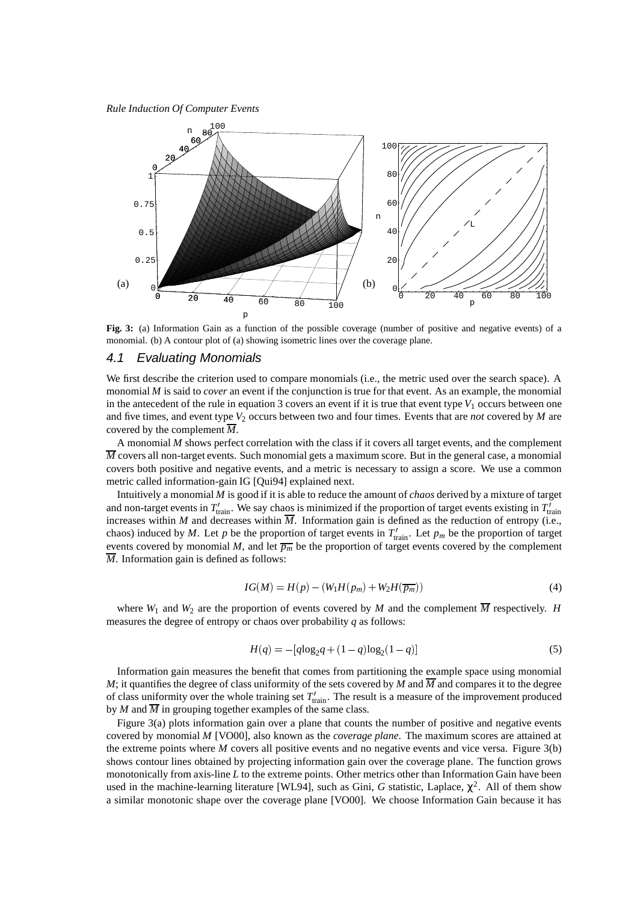**Fig. 3:** (a) Information Gain as a function of the possible coverage (number of positive and negative events) of a monomial. (b) A contour plot of (a) showing isometric lines over the coverage plane.

### 4.1 Evaluating Monomials

We first describe the criterion used to compare monomials (i.e., the metric used over the search space). A monomial $M$ is said to *cover* an event if the conjunction is true for that event. As an example, the monomial in the antecedent of the rule in equation 3 covers an event if it is true that event type $V_1$ occurs between one and five times, and event type $V_2$ occurs between two and four times. Events that are *not* covered by $M$ are covered by the complement $\overline{M}$.

A monomial $M$ shows perfect correlation with the class if it covers all target events, and the complement $\overline{M}$ covers all non-target events. Such monomial gets a maximum score. But in the general case, a monomial covers both positive and negative events, and a metric is necessary to assign a score. We use a common metric called information-gain IG [Qui94] explained next.

Intuitively a monomial $M$ is good if it is able to reduce the amount of *chaos* derived by a mixture of target and non-target events in $T'_{\text{train}}$. We say chaos is minimized if the proportion of target events existing in $T'_{\text{train}}$ increases within $M$ and decreases within $\overline{M}$. Information gain is defined as the reduction of entropy (i.e., chaos) induced by $M$. Let $p$ be the proportion of target events in $T'_{\text{train}}$. Let $p_m$ be the proportion of target events covered by monomial $M$, and let $\overline{p_m}$ be the proportion of target events covered by the complement $\overline{M}$. Information gain is defined as follows:

$$IG(M) = H(p) - (W_1 H(p_m) + W_2 H(\overline{p_m})) \tag{4}$$

where $W_1$ and $W_2$ are the proportion of events covered by $M$ and the complement $\overline{M}$ respectively. $H$ measures the degree of entropy or chaos over probability $q$ as follows:

$$H(q) = -[q \log_2 q + (1-q)\log_2(1-q)] \tag{5}$$

Information gain measures the benefit that comes from partitioning the example space using monomial $M$; it quantifies the degree of class uniformity of the sets covered by $M$ and $\overline{M}$ and compares it to the degree of class uniformity over the whole training set $T'_{\text{train}}$. The result is a measure of the improvement produced by $M$ and $\overline{M}$ in grouping together examples of the same class.

Figure 3(a) plots information gain over a plane that counts the number of positive and negative events covered by monomial $M$ [VO00], also known as the *coverage plane*. The maximum scores are attained at the extreme points where $M$ covers all positive events and no negative events and vice versa. Figure 3(b) shows contour lines obtained by projecting information gain over the coverage plane. The function grows monotonically from axis-line $L$ to the extreme points. Other metrics other than Information Gain have been used in the machine-learning literature [WL94], such as Gini, $G$ statistic, Laplace, $\chi^2$. All of them show a similar monotonic shape over the coverage plane [VO00]. We choose Information Gain because it has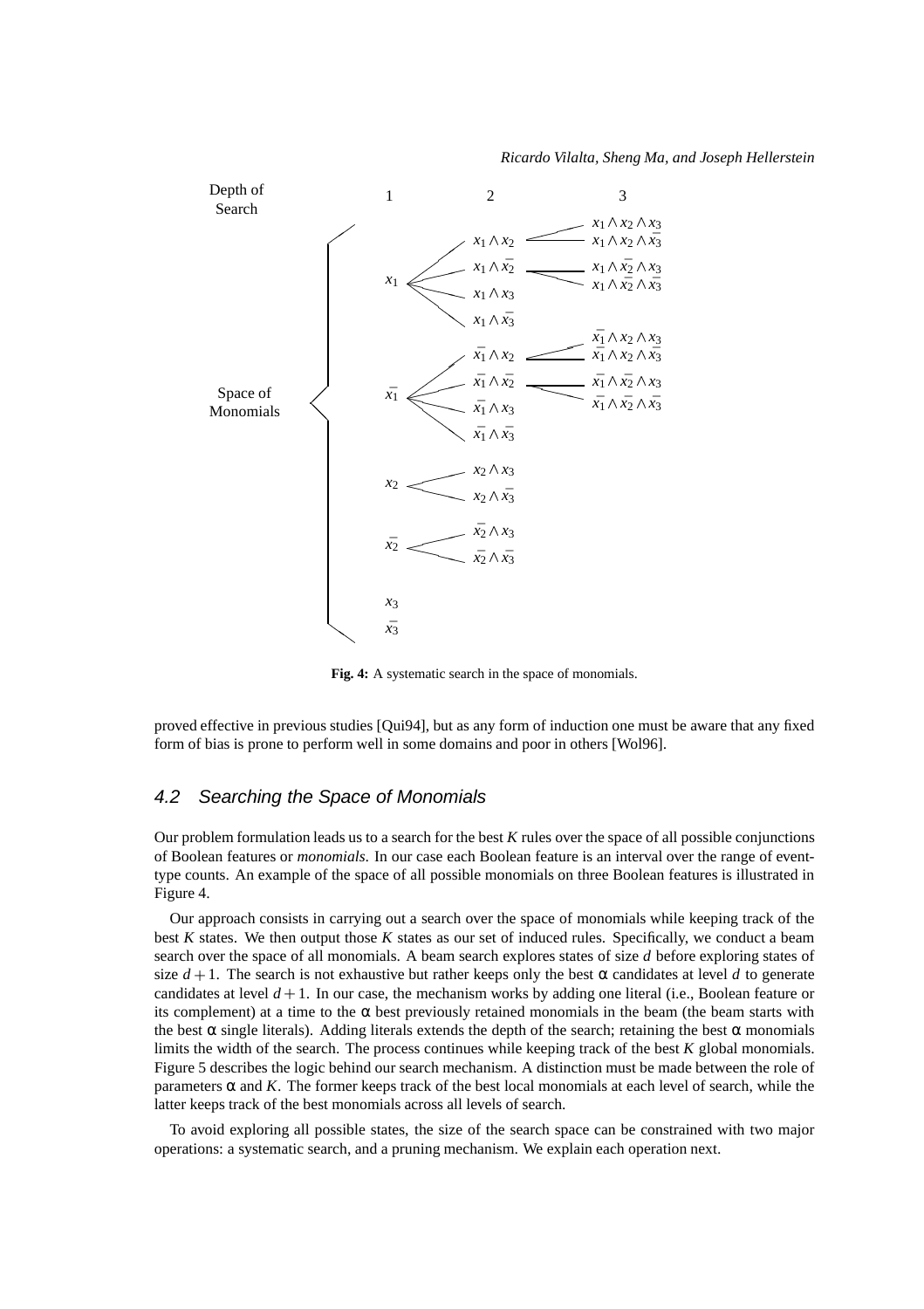Depth of Search: 1, 2, 3

Space of Monomials:

- $x_1$
  - $x_1 \wedge x_2$
    - $x_1 \wedge x_2 \wedge x_3$
    - $x_1 \wedge x_2 \wedge \bar{x_3}$
  - $x_1 \wedge \bar{x_2}$
    - $x_1 \wedge \bar{x_2} \wedge x_3$
    - $x_1 \wedge \bar{x_2} \wedge \bar{x_3}$
  - $x_1 \wedge x_3$
  - $x_1 \wedge \bar{x_3}$
- $\bar{x_1}$
  - $\bar{x_1} \wedge x_2$
    - $\bar{x_1} \wedge x_2 \wedge x_3$
    - $\bar{x_1} \wedge x_2 \wedge \bar{x_3}$
  - $\bar{x_1} \wedge \bar{x_2}$
    - $\bar{x_1} \wedge \bar{x_2} \wedge x_3$
    - $\bar{x_1} \wedge \bar{x_2} \wedge \bar{x_3}$
  - $\bar{x_1} \wedge x_3$
  - $\bar{x_1} \wedge \bar{x_3}$
- $x_2$
  - $x_2 \wedge x_3$
  - $x_2 \wedge \bar{x_3}$
- $\bar{x_2}$
  - $\bar{x_2} \wedge x_3$
  - $\bar{x_2} \wedge \bar{x_3}$
- $x_3$
- $\bar{x_3}$

**Fig. 4:** A systematic search in the space of monomials.

proved effective in previous studies [Qui94], but as any form of induction one must be aware that any fixed form of bias is prone to perform well in some domains and poor in others [Wol96].

## 4.2 Searching the Space of Monomials

Our problem formulation leads us to a search for the best $K$ rules over the space of all possible conjunctions of Boolean features or *monomials*. In our case each Boolean feature is an interval over the range of event-type counts. An example of the space of all possible monomials on three Boolean features is illustrated in Figure 4.

Our approach consists in carrying out a search over the space of monomials while keeping track of the best $K$ states. We then output those $K$ states as our set of induced rules. Specifically, we conduct a beam search over the space of all monomials. A beam search explores states of size $d$ before exploring states of size $d+1$. The search is not exhaustive but rather keeps only the best $\alpha$ candidates at level $d$ to generate candidates at level $d+1$. In our case, the mechanism works by adding one literal (i.e., Boolean feature or its complement) at a time to the $\alpha$ best previously retained monomials in the beam (the beam starts with the best $\alpha$ single literals). Adding literals extends the depth of the search; retaining the best $\alpha$ monomials limits the width of the search. The process continues while keeping track of the best $K$ global monomials. Figure 5 describes the logic behind our search mechanism. A distinction must be made between the role of parameters $\alpha$ and $K$. The former keeps track of the best local monomials at each level of search, while the latter keeps track of the best monomials across all levels of search.

To avoid exploring all possible states, the size of the search space can be constrained with two major operations: a systematic search, and a pruning mechanism. We explain each operation next.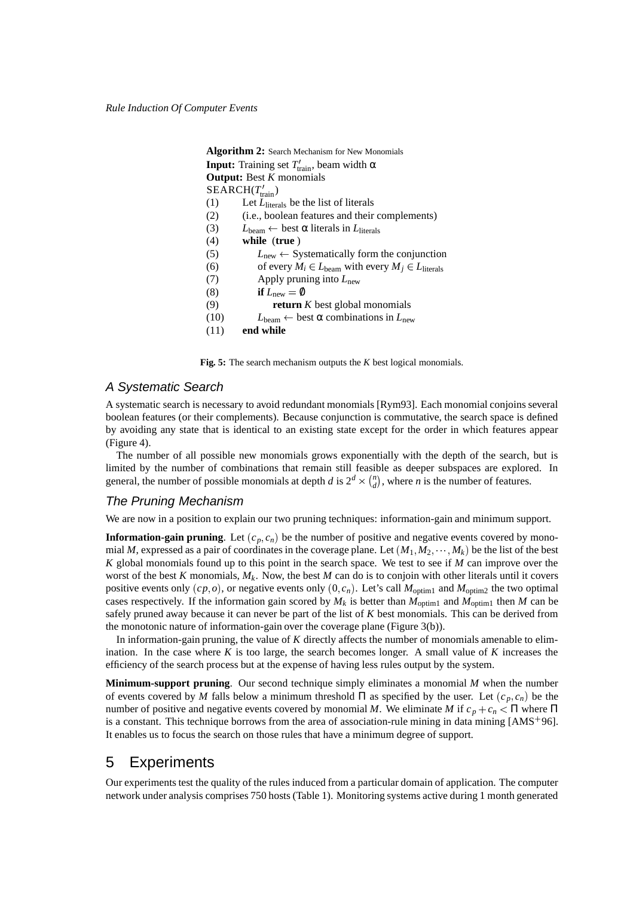**Algorithm 2:** Search Mechanism for New Monomials
**Input:** Training set $T'_{\text{train}}$, beam width $\alpha$
**Output:** Best $K$ monomials
SEARCH($T'_{\text{train}}$)

```
(1)   Let L_literals be the list of literals
(2)   (i.e., boolean features and their complements)
(3)   L_beam ← best α literals in L_literals
(4)   while (true)
(5)       L_new ← Systematically form the conjunction
(6)       of every M_i ∈ L_beam with every M_j ∈ L_literals
(7)       Apply pruning into L_new
(8)       if L_new = ∅
(9)           return K best global monomials
(10)      L_beam ← best α combinations in L_new
(11)  end while
```

**Fig. 5:** The search mechanism outputs the $K$ best logical monomials.

### A Systematic Search

A systematic search is necessary to avoid redundant monomials [Rym93]. Each monomial conjoins several boolean features (or their complements). Because conjunction is commutative, the search space is defined by avoiding any state that is identical to an existing state except for the order in which features appear (Figure 4).

The number of all possible new monomials grows exponentially with the depth of the search, but is limited by the number of combinations that remain still feasible as deeper subspaces are explored. In general, the number of possible monomials at depth $d$ is $2^d \times \binom{n}{d}$, where $n$ is the number of features.

### The Pruning Mechanism

We are now in a position to explain our two pruning techniques: information-gain and minimum support.

**Information-gain pruning**. Let $(c_p, c_n)$ be the number of positive and negative events covered by monomial $M$, expressed as a pair of coordinates in the coverage plane. Let $(M_1, M_2, \cdots, M_k)$ be the list of the best $K$ global monomials found up to this point in the search space. We test to see if $M$ can improve over the worst of the best $K$ monomials, $M_k$. Now, the best $M$ can do is to conjoin with other literals until it covers positive events only $(cp, o)$, or negative events only $(0, c_n)$. Let's call $M_{\text{optim1}}$ and $M_{\text{optim2}}$ the two optimal cases respectively. If the information gain scored by $M_k$ is better than $M_{\text{optim1}}$ and $M_{\text{optim1}}$ then $M$ can be safely pruned away because it can never be part of the list of $K$ best monomials. This can be derived from the monotonic nature of information-gain over the coverage plane (Figure 3(b)).

In information-gain pruning, the value of $K$ directly affects the number of monomials amenable to elimination. In the case where $K$ is too large, the search becomes longer. A small value of $K$ increases the efficiency of the search process but at the expense of having less rules output by the system.

**Minimum-support pruning**. Our second technique simply eliminates a monomial $M$ when the number of events covered by $M$ falls below a minimum threshold $\Pi$ as specified by the user. Let $(c_p, c_n)$ be the number of positive and negative events covered by monomial $M$. We eliminate $M$ if $c_p + c_n < \Pi$ where $\Pi$ is a constant. This technique borrows from the area of association-rule mining in data mining [AMS+96]. It enables us to focus the search on those rules that have a minimum degree of support.

## 5 Experiments

Our experiments test the quality of the rules induced from a particular domain of application. The computer network under analysis comprises 750 hosts (Table 1). Monitoring systems active during 1 month generated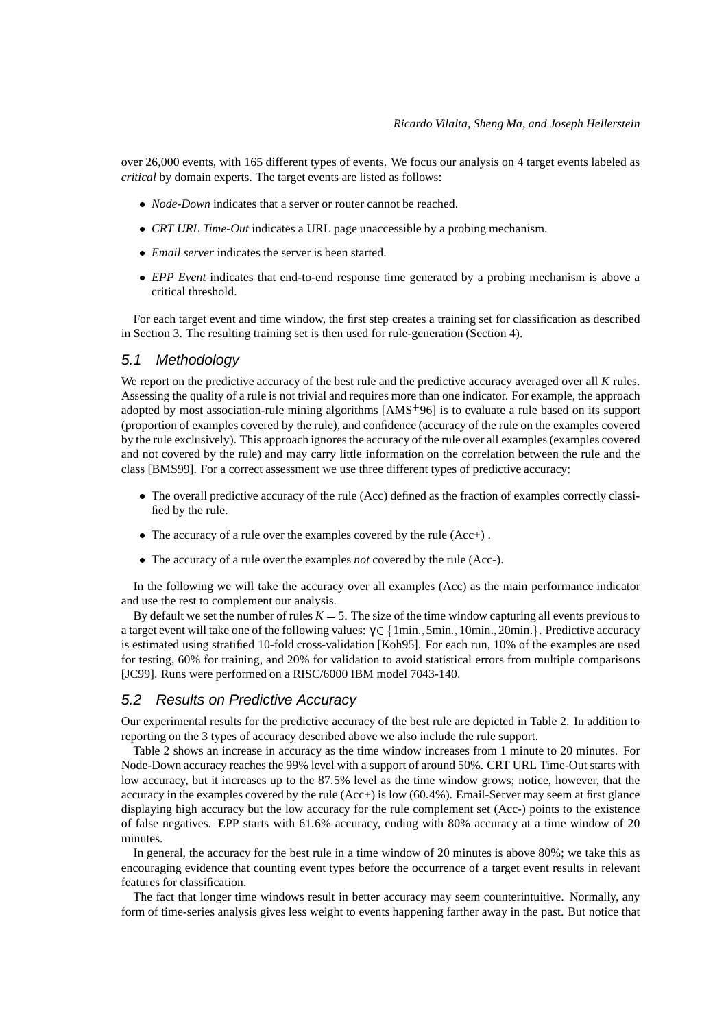over 26,000 events, with 165 different types of events. We focus our analysis on 4 target events labeled as *critical* by domain experts. The target events are listed as follows:

- *Node-Down* indicates that a server or router cannot be reached.
- *CRT URL Time-Out* indicates a URL page unaccessible by a probing mechanism.
- *Email server* indicates the server is been started.
- *EPP Event* indicates that end-to-end response time generated by a probing mechanism is above a critical threshold.

For each target event and time window, the first step creates a training set for classification as described in Section 3. The resulting training set is then used for rule-generation (Section 4).

## 5.1 Methodology

We report on the predictive accuracy of the best rule and the predictive accuracy averaged over all $K$ rules. Assessing the quality of a rule is not trivial and requires more than one indicator. For example, the approach adopted by most association-rule mining algorithms [AMS+96] is to evaluate a rule based on its support (proportion of examples covered by the rule), and confidence (accuracy of the rule on the examples covered by the rule exclusively). This approach ignores the accuracy of the rule over all examples (examples covered and not covered by the rule) and may carry little information on the correlation between the rule and the class [BMS99]. For a correct assessment we use three different types of predictive accuracy:

- The overall predictive accuracy of the rule (Acc) defined as the fraction of examples correctly classified by the rule.
- The accuracy of a rule over the examples covered by the rule (Acc+) .
- The accuracy of a rule over the examples *not* covered by the rule (Acc-).

In the following we will take the accuracy over all examples (Acc) as the main performance indicator and use the rest to complement our analysis.

By default we set the number of rules $K = 5$. The size of the time window capturing all events previous to a target event will take one of the following values: $\gamma \in \{1\text{min.}, 5\text{min.}, 10\text{min.}, 20\text{min.}\}$. Predictive accuracy is estimated using stratified 10-fold cross-validation [Koh95]. For each run, 10% of the examples are used for testing, 60% for training, and 20% for validation to avoid statistical errors from multiple comparisons [JC99]. Runs were performed on a RISC/6000 IBM model 7043-140.

## 5.2 Results on Predictive Accuracy

Our experimental results for the predictive accuracy of the best rule are depicted in Table 2. In addition to reporting on the 3 types of accuracy described above we also include the rule support.

Table 2 shows an increase in accuracy as the time window increases from 1 minute to 20 minutes. For Node-Down accuracy reaches the 99% level with a support of around 50%. CRT URL Time-Out starts with low accuracy, but it increases up to the 87.5% level as the time window grows; notice, however, that the accuracy in the examples covered by the rule (Acc+) is low (60.4%). Email-Server may seem at first glance displaying high accuracy but the low accuracy for the rule complement set (Acc-) points to the existence of false negatives. EPP starts with 61.6% accuracy, ending with 80% accuracy at a time window of 20 minutes.

In general, the accuracy for the best rule in a time window of 20 minutes is above 80%; we take this as encouraging evidence that counting event types before the occurrence of a target event results in relevant features for classification.

The fact that longer time windows result in better accuracy may seem counterintuitive. Normally, any form of time-series analysis gives less weight to events happening farther away in the past. But notice that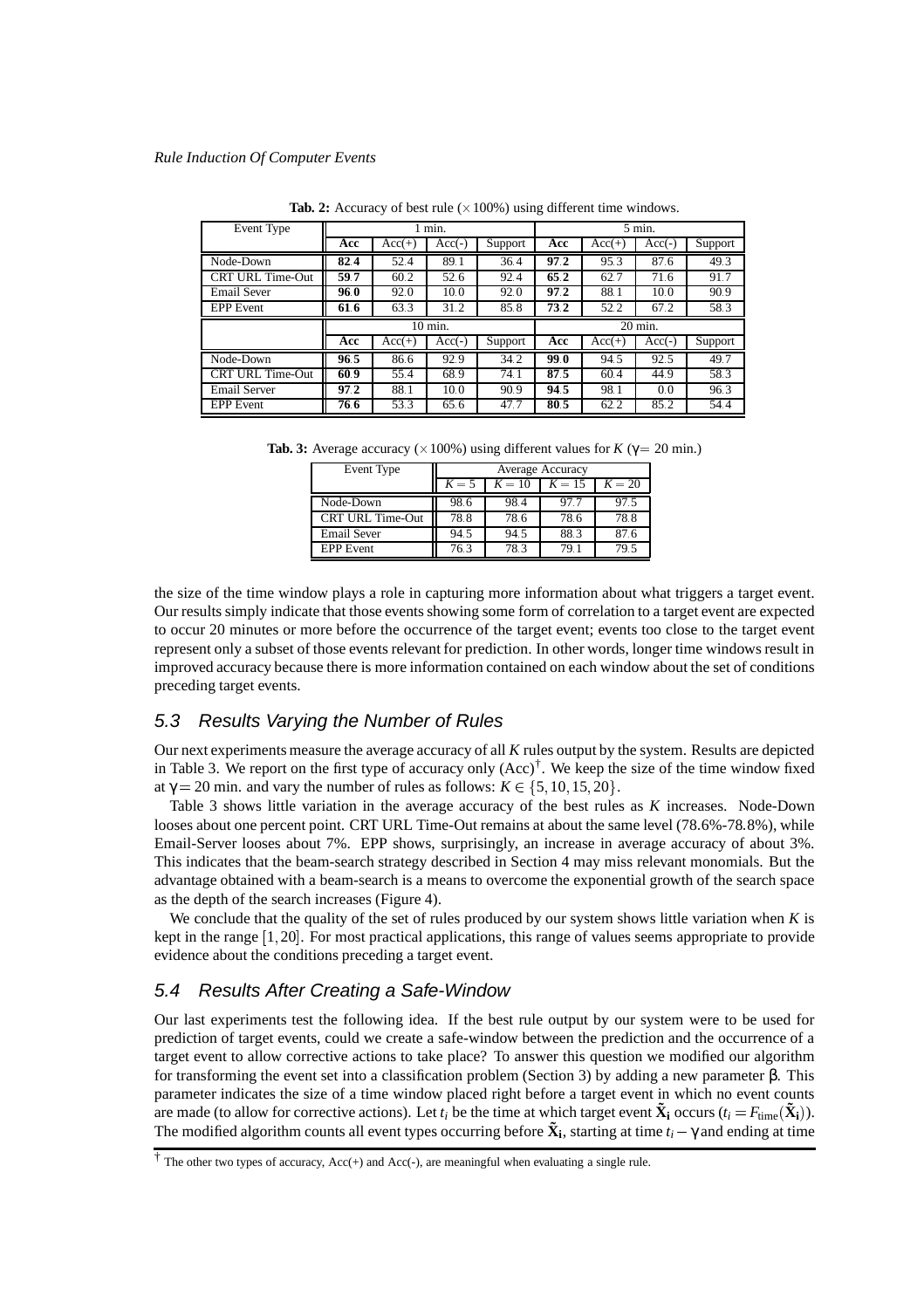**Tab. 2:** Accuracy of best rule (×100%) using different time windows.

| Event Type | 1 min. | | | | 5 min. | | | |
|---|---|---|---|---|---|---|---|---|
| | **Acc** | Acc(+) | Acc(-) | Support | **Acc** | Acc(+) | Acc(-) | Support |
| Node-Down | **82.4** | 52.4 | 89.1 | 36.4 | **97.2** | 95.3 | 87.6 | 49.3 |
| CRT URL Time-Out | **59.7** | 60.2 | 52.6 | 92.4 | **65.2** | 62.7 | 71.6 | 91.7 |
| Email Sever | **96.0** | 92.0 | 10.0 | 92.0 | **97.2** | 88.1 | 10.0 | 90.9 |
| EPP Event | **61.6** | 63.3 | 31.2 | 85.8 | **73.2** | 52.2 | 67.2 | 58.3 |
| | 10 min. | | | | 20 min. | | | |
| | **Acc** | Acc(+) | Acc(-) | Support | **Acc** | Acc(+) | Acc(-) | Support |
| Node-Down | **96.5** | 86.6 | 92.9 | 34.2 | **99.0** | 94.5 | 92.5 | 49.7 |
| CRT URL Time-Out | **60.9** | 55.4 | 68.9 | 74.1 | **87.5** | 60.4 | 44.9 | 58.3 |
| Email Server | **97.2** | 88.1 | 10.0 | 90.9 | **94.5** | 98.1 | 0.0 | 96.3 |
| EPP Event | **76.6** | 53.3 | 65.6 | 47.7 | **80.5** | 62.2 | 85.2 | 54.4 |

**Tab. 3:** Average accuracy (×100%) using different values for $K$ ($\gamma = 20$ min.)

| Event Type | Average Accuracy | | | |
|---|---|---|---|---|
| | $K = 5$ | $K = 10$ | $K = 15$ | $K = 20$ |
| Node-Down | 98.6 | 98.4 | 97.7 | 97.5 |
| CRT URL Time-Out | 78.8 | 78.6 | 78.6 | 78.8 |
| Email Sever | 94.5 | 94.5 | 88.3 | 87.6 |
| EPP Event | 76.3 | 78.3 | 79.1 | 79.5 |

the size of the time window plays a role in capturing more information about what triggers a target event. Our results simply indicate that those events showing some form of correlation to a target event are expected to occur 20 minutes or more before the occurrence of the target event; events too close to the target event represent only a subset of those events relevant for prediction. In other words, longer time windows result in improved accuracy because there is more information contained on each window about the set of conditions preceding target events.

## 5.3 Results Varying the Number of Rules

Our next experiments measure the average accuracy of all $K$ rules output by the system. Results are depicted in Table 3. We report on the first type of accuracy only (Acc)[†]. We keep the size of the time window fixed at $\gamma = 20$ min. and vary the number of rules as follows: $K \in \{5, 10, 15, 20\}$.

Table 3 shows little variation in the average accuracy of the best rules as $K$ increases. Node-Down looses about one percent point. CRT URL Time-Out remains at about the same level (78.6%-78.8%), while Email-Server looses about 7%. EPP shows, surprisingly, an increase in average accuracy of about 3%. This indicates that the beam-search strategy described in Section 4 may miss relevant monomials. But the advantage obtained with a beam-search is a means to overcome the exponential growth of the search space as the depth of the search increases (Figure 4).

We conclude that the quality of the set of rules produced by our system shows little variation when $K$ is kept in the range $[1, 20]$. For most practical applications, this range of values seems appropriate to provide evidence about the conditions preceding a target event.

## 5.4 Results After Creating a Safe-Window

Our last experiments test the following idea. If the best rule output by our system were to be used for prediction of target events, could we create a safe-window between the prediction and the occurrence of a target event to allow corrective actions to take place? To answer this question we modified our algorithm for transforming the event set into a classification problem (Section 3) by adding a new parameter $\beta$. This parameter indicates the size of a time window placed right before a target event in which no event counts are made (to allow for corrective actions). Let $t_i$ be the time at which target event $\tilde{\mathbf{X}}_\mathbf{i}$ occurs ($t_i = F_{\text{time}}(\tilde{\mathbf{X}}_\mathbf{i})$). The modified algorithm counts all event types occurring before $\tilde{\mathbf{X}}_\mathbf{i}$, starting at time $t_i - \gamma$ and ending at time

[†] The other two types of accuracy, Acc(+) and Acc(-), are meaningful when evaluating a single rule.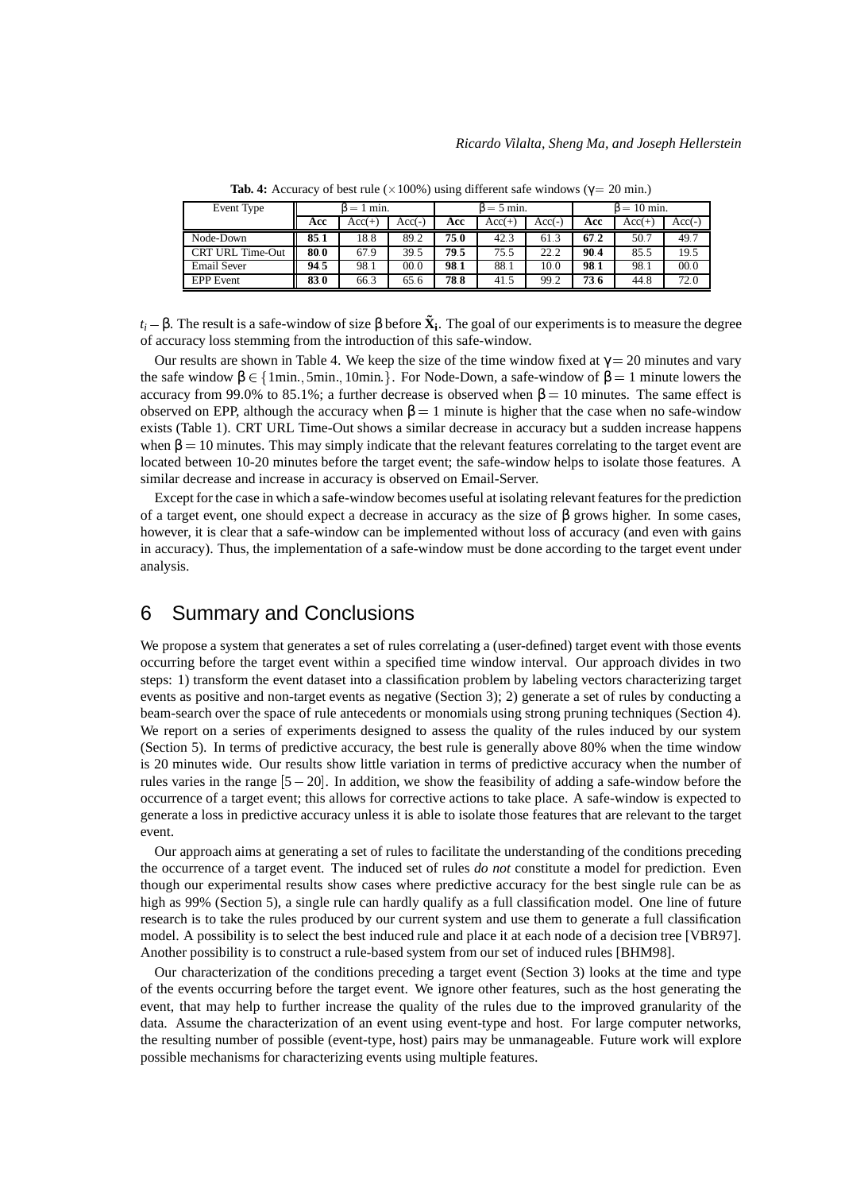**Tab. 4:** Accuracy of best rule ($\times 100\%$) using different safe windows ($\gamma = 20$ min.)

| Event Type | $\beta = 1$ min. | | | $\beta = 5$ min. | | | $\beta = 10$ min. | | |
|---|---|---|---|---|---|---|---|---|---|
| | **Acc** | Acc(+) | Acc(-) | **Acc** | Acc(+) | Acc(-) | **Acc** | Acc(+) | Acc(-) |
| Node-Down | **85.1** | 18.8 | 89.2 | **75.0** | 42.3 | 61.3 | **67.2** | 50.7 | 49.7 |
| CRT URL Time-Out | **80.0** | 67.9 | 39.5 | **79.5** | 75.5 | 22.2 | **90.4** | 85.5 | 19.5 |
| Email Sever | **94.5** | 98.1 | 00.0 | **98.1** | 88.1 | 10.0 | **98.1** | 98.1 | 00.0 |
| EPP Event | **83.0** | 66.3 | 65.6 | **78.8** | 41.5 | 99.2 | **73.6** | 44.8 | 72.0 |

$t_i - \beta$. The result is a safe-window of size $\beta$ before $\tilde{\mathbf{X}}_{\mathbf{i}}$. The goal of our experiments is to measure the degree of accuracy loss stemming from the introduction of this safe-window.

Our results are shown in Table 4. We keep the size of the time window fixed at $\gamma = 20$ minutes and vary the safe window $\beta \in \{1\text{min.}, 5\text{min.}, 10\text{min.}\}$. For Node-Down, a safe-window of $\beta = 1$ minute lowers the accuracy from 99.0% to 85.1%; a further decrease is observed when $\beta = 10$ minutes. The same effect is observed on EPP, although the accuracy when $\beta = 1$ minute is higher that the case when no safe-window exists (Table 1). CRT URL Time-Out shows a similar decrease in accuracy but a sudden increase happens when $\beta = 10$ minutes. This may simply indicate that the relevant features correlating to the target event are located between 10-20 minutes before the target event; the safe-window helps to isolate those features. A similar decrease and increase in accuracy is observed on Email-Server.

Except for the case in which a safe-window becomes useful at isolating relevant features for the prediction of a target event, one should expect a decrease in accuracy as the size of $\beta$ grows higher. In some cases, however, it is clear that a safe-window can be implemented without loss of accuracy (and even with gains in accuracy). Thus, the implementation of a safe-window must be done according to the target event under analysis.

## 6 Summary and Conclusions

We propose a system that generates a set of rules correlating a (user-defined) target event with those events occurring before the target event within a specified time window interval. Our approach divides in two steps: 1) transform the event dataset into a classification problem by labeling vectors characterizing target events as positive and non-target events as negative (Section 3); 2) generate a set of rules by conducting a beam-search over the space of rule antecedents or monomials using strong pruning techniques (Section 4). We report on a series of experiments designed to assess the quality of the rules induced by our system (Section 5). In terms of predictive accuracy, the best rule is generally above 80% when the time window is 20 minutes wide. Our results show little variation in terms of predictive accuracy when the number of rules varies in the range $[5 - 20]$. In addition, we show the feasibility of adding a safe-window before the occurrence of a target event; this allows for corrective actions to take place. A safe-window is expected to generate a loss in predictive accuracy unless it is able to isolate those features that are relevant to the target event.

Our approach aims at generating a set of rules to facilitate the understanding of the conditions preceding the occurrence of a target event. The induced set of rules *do not* constitute a model for prediction. Even though our experimental results show cases where predictive accuracy for the best single rule can be as high as 99% (Section 5), a single rule can hardly qualify as a full classification model. One line of future research is to take the rules produced by our current system and use them to generate a full classification model. A possibility is to select the best induced rule and place it at each node of a decision tree [VBR97]. Another possibility is to construct a rule-based system from our set of induced rules [BHM98].

Our characterization of the conditions preceding a target event (Section 3) looks at the time and type of the events occurring before the target event. We ignore other features, such as the host generating the event, that may help to further increase the quality of the rules due to the improved granularity of the data. Assume the characterization of an event using event-type and host. For large computer networks, the resulting number of possible (event-type, host) pairs may be unmanageable. Future work will explore possible mechanisms for characterizing events using multiple features.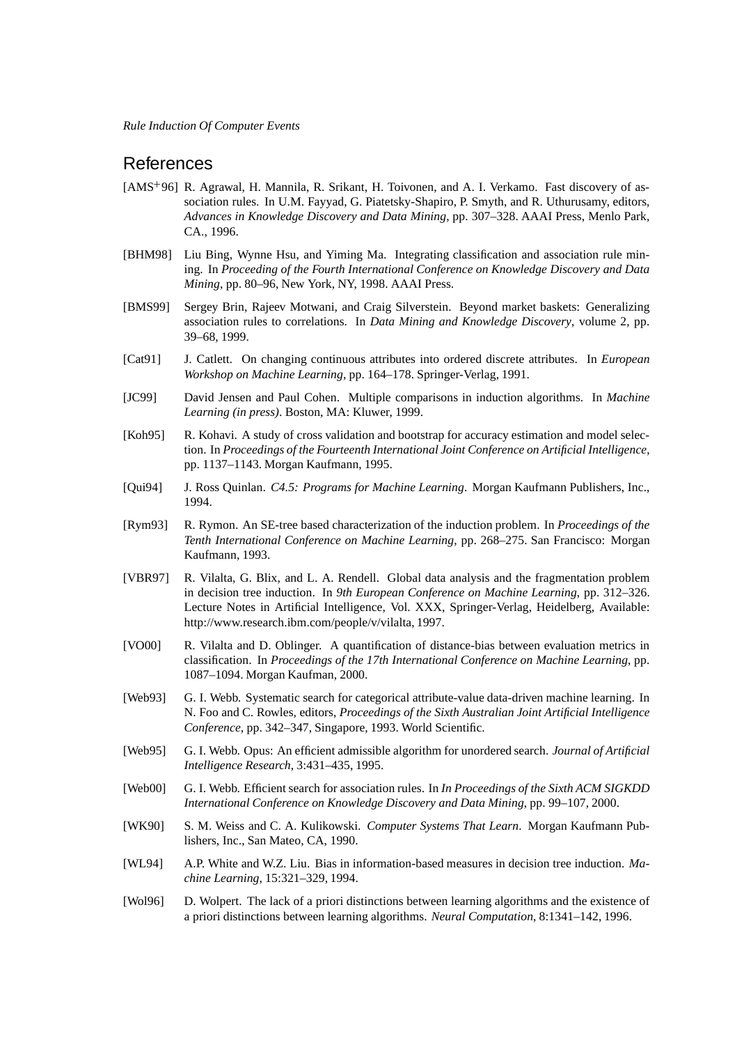## References

[AMS$^+$96] R. Agrawal, H. Mannila, R. Srikant, H. Toivonen, and A. I. Verkamo. Fast discovery of association rules. In U.M. Fayyad, G. Piatetsky-Shapiro, P. Smyth, and R. Uthurusamy, editors, *Advances in Knowledge Discovery and Data Mining*, pp. 307–328. AAAI Press, Menlo Park, CA., 1996.

[BHM98] Liu Bing, Wynne Hsu, and Yiming Ma. Integrating classification and association rule mining. In *Proceeding of the Fourth International Conference on Knowledge Discovery and Data Mining*, pp. 80–96, New York, NY, 1998. AAAI Press.

[BMS99] Sergey Brin, Rajeev Motwani, and Craig Silverstein. Beyond market baskets: Generalizing association rules to correlations. In *Data Mining and Knowledge Discovery*, volume 2, pp. 39–68, 1999.

[Cat91] J. Catlett. On changing continuous attributes into ordered discrete attributes. In *European Workshop on Machine Learning*, pp. 164–178. Springer-Verlag, 1991.

[JC99] David Jensen and Paul Cohen. Multiple comparisons in induction algorithms. In *Machine Learning (in press)*. Boston, MA: Kluwer, 1999.

[Koh95] R. Kohavi. A study of cross validation and bootstrap for accuracy estimation and model selection. In *Proceedings of the Fourteenth International Joint Conference on Artificial Intelligence*, pp. 1137–1143. Morgan Kaufmann, 1995.

[Qui94] J. Ross Quinlan. *C4.5: Programs for Machine Learning*. Morgan Kaufmann Publishers, Inc., 1994.

[Rym93] R. Rymon. An SE-tree based characterization of the induction problem. In *Proceedings of the Tenth International Conference on Machine Learning*, pp. 268–275. San Francisco: Morgan Kaufmann, 1993.

[VBR97] R. Vilalta, G. Blix, and L. A. Rendell. Global data analysis and the fragmentation problem in decision tree induction. In *9th European Conference on Machine Learning*, pp. 312–326. Lecture Notes in Artificial Intelligence, Vol. XXX, Springer-Verlag, Heidelberg, Available: http://www.research.ibm.com/people/v/vilalta, 1997.

[VO00] R. Vilalta and D. Oblinger. A quantification of distance-bias between evaluation metrics in classification. In *Proceedings of the 17th International Conference on Machine Learning*, pp. 1087–1094. Morgan Kaufman, 2000.

[Web93] G. I. Webb. Systematic search for categorical attribute-value data-driven machine learning. In N. Foo and C. Rowles, editors, *Proceedings of the Sixth Australian Joint Artificial Intelligence Conference*, pp. 342–347, Singapore, 1993. World Scientific.

[Web95] G. I. Webb. Opus: An efficient admissible algorithm for unordered search. *Journal of Artificial Intelligence Research*, 3:431–435, 1995.

[Web00] G. I. Webb. Efficient search for association rules. In *In Proceedings of the Sixth ACM SIGKDD International Conference on Knowledge Discovery and Data Mining*, pp. 99–107, 2000.

[WK90] S. M. Weiss and C. A. Kulikowski. *Computer Systems That Learn*. Morgan Kaufmann Publishers, Inc., San Mateo, CA, 1990.

[WL94] A.P. White and W.Z. Liu. Bias in information-based measures in decision tree induction. *Machine Learning*, 15:321–329, 1994.

[Wol96] D. Wolpert. The lack of a priori distinctions between learning algorithms and the existence of a priori distinctions between learning algorithms. *Neural Computation*, 8:1341–142, 1996.